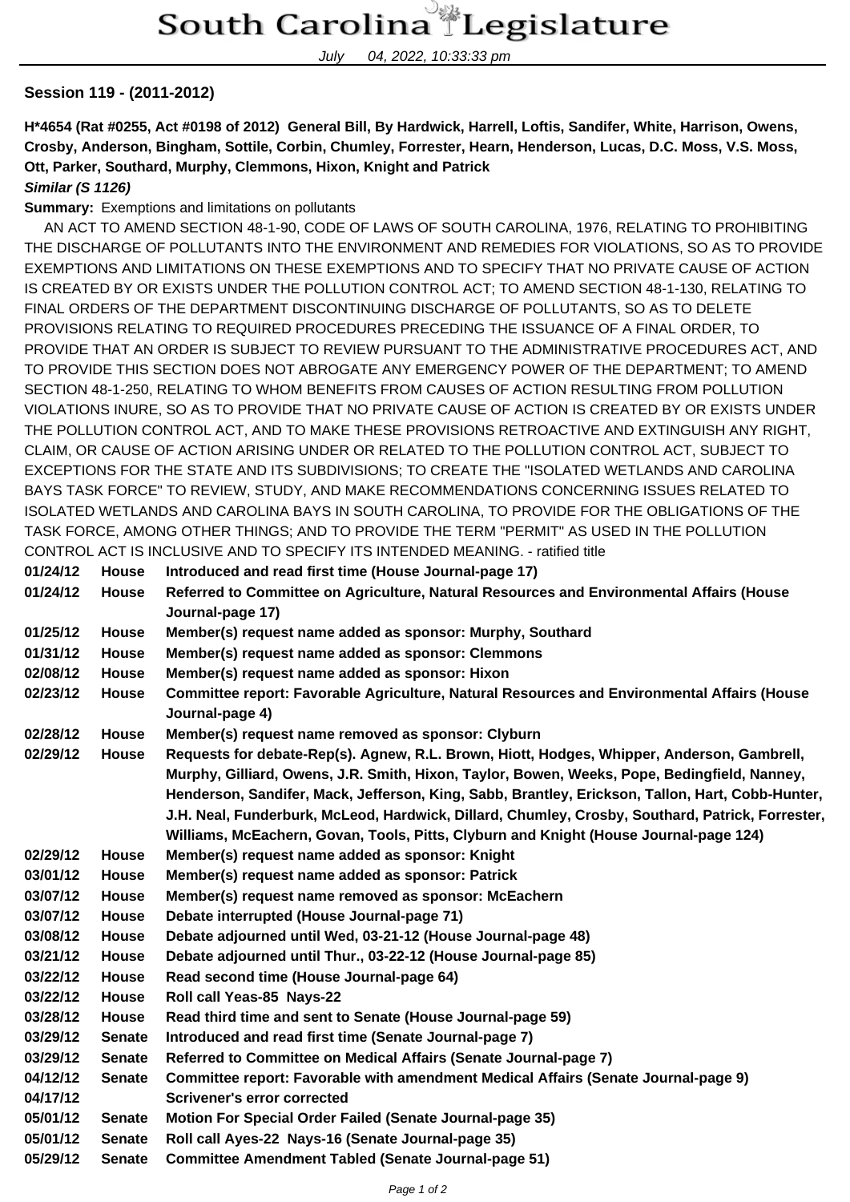# South Carolina Legislature

July 04, 2022, 10:33:33 pm

**Session 119 - (2011-2012)**

**H*4654 (Rat #0255, Act #0198 of 2012) General Bill, By Hardwick, Harrell, Loftis, Sandifer, White, Harrison, Owens, Crosby, Anderson, Bingham, Sottile, Corbin, Chumley, Forrester, Hearn, Henderson, Lucas, D.C. Moss, V.S. Moss, Ott, Parker, Southard, Murphy, Clemmons, Hixon, Knight and Patrick**

***Similar (S 1126)***

**Summary:** Exemptions and limitations on pollutants

AN ACT TO AMEND SECTION 48-1-90, CODE OF LAWS OF SOUTH CAROLINA, 1976, RELATING TO PROHIBITING THE DISCHARGE OF POLLUTANTS INTO THE ENVIRONMENT AND REMEDIES FOR VIOLATIONS, SO AS TO PROVIDE EXEMPTIONS AND LIMITATIONS ON THESE EXEMPTIONS AND TO SPECIFY THAT NO PRIVATE CAUSE OF ACTION IS CREATED BY OR EXISTS UNDER THE POLLUTION CONTROL ACT; TO AMEND SECTION 48-1-130, RELATING TO FINAL ORDERS OF THE DEPARTMENT DISCONTINUING DISCHARGE OF POLLUTANTS, SO AS TO DELETE PROVISIONS RELATING TO REQUIRED PROCEDURES PRECEDING THE ISSUANCE OF A FINAL ORDER, TO PROVIDE THAT AN ORDER IS SUBJECT TO REVIEW PURSUANT TO THE ADMINISTRATIVE PROCEDURES ACT, AND TO PROVIDE THIS SECTION DOES NOT ABROGATE ANY EMERGENCY POWER OF THE DEPARTMENT; TO AMEND SECTION 48-1-250, RELATING TO WHOM BENEFITS FROM CAUSES OF ACTION RESULTING FROM POLLUTION VIOLATIONS INURE, SO AS TO PROVIDE THAT NO PRIVATE CAUSE OF ACTION IS CREATED BY OR EXISTS UNDER THE POLLUTION CONTROL ACT, AND TO MAKE THESE PROVISIONS RETROACTIVE AND EXTINGUISH ANY RIGHT, CLAIM, OR CAUSE OF ACTION ARISING UNDER OR RELATED TO THE POLLUTION CONTROL ACT, SUBJECT TO EXCEPTIONS FOR THE STATE AND ITS SUBDIVISIONS; TO CREATE THE "ISOLATED WETLANDS AND CAROLINA BAYS TASK FORCE" TO REVIEW, STUDY, AND MAKE RECOMMENDATIONS CONCERNING ISSUES RELATED TO ISOLATED WETLANDS AND CAROLINA BAYS IN SOUTH CAROLINA, TO PROVIDE FOR THE OBLIGATIONS OF THE TASK FORCE, AMONG OTHER THINGS; AND TO PROVIDE THE TERM "PERMIT" AS USED IN THE POLLUTION CONTROL ACT IS INCLUSIVE AND TO SPECIFY ITS INTENDED MEANING. - ratified title

| | | |
|---|---|---|
| **01/24/12** | **House** | **Introduced and read first time (House Journal-page 17)** |
| **01/24/12** | **House** | **Referred to Committee on Agriculture, Natural Resources and Environmental Affairs (House Journal-page 17)** |
| **01/25/12** | **House** | **Member(s) request name added as sponsor: Murphy, Southard** |
| **01/31/12** | **House** | **Member(s) request name added as sponsor: Clemmons** |
| **02/08/12** | **House** | **Member(s) request name added as sponsor: Hixon** |
| **02/23/12** | **House** | **Committee report: Favorable Agriculture, Natural Resources and Environmental Affairs (House Journal-page 4)** |
| **02/28/12** | **House** | **Member(s) request name removed as sponsor: Clyburn** |
| **02/29/12** | **House** | **Requests for debate-Rep(s). Agnew, R.L. Brown, Hiott, Hodges, Whipper, Anderson, Gambrell, Murphy, Gilliard, Owens, J.R. Smith, Hixon, Taylor, Bowen, Weeks, Pope, Bedingfield, Nanney, Henderson, Sandifer, Mack, Jefferson, King, Sabb, Brantley, Erickson, Tallon, Hart, Cobb-Hunter, J.H. Neal, Funderburk, McLeod, Hardwick, Dillard, Chumley, Crosby, Southard, Patrick, Forrester, Williams, McEachern, Govan, Tools, Pitts, Clyburn and Knight (House Journal-page 124)** |
| **02/29/12** | **House** | **Member(s) request name added as sponsor: Knight** |
| **03/01/12** | **House** | **Member(s) request name added as sponsor: Patrick** |
| **03/07/12** | **House** | **Member(s) request name removed as sponsor: McEachern** |
| **03/07/12** | **House** | **Debate interrupted (House Journal-page 71)** |
| **03/08/12** | **House** | **Debate adjourned until Wed, 03-21-12 (House Journal-page 48)** |
| **03/21/12** | **House** | **Debate adjourned until Thur., 03-22-12 (House Journal-page 85)** |
| **03/22/12** | **House** | **Read second time (House Journal-page 64)** |
| **03/22/12** | **House** | **Roll call Yeas-85 Nays-22** |
| **03/28/12** | **House** | **Read third time and sent to Senate (House Journal-page 59)** |
| **03/29/12** | **Senate** | **Introduced and read first time (Senate Journal-page 7)** |
| **03/29/12** | **Senate** | **Referred to Committee on Medical Affairs (Senate Journal-page 7)** |
| **04/12/12** | **Senate** | **Committee report: Favorable with amendment Medical Affairs (Senate Journal-page 9)** |
| **04/17/12** | | **Scrivener's error corrected** |
| **05/01/12** | **Senate** | **Motion For Special Order Failed (Senate Journal-page 35)** |
| **05/01/12** | **Senate** | **Roll call Ayes-22 Nays-16 (Senate Journal-page 35)** |
| **05/29/12** | **Senate** | **Committee Amendment Tabled (Senate Journal-page 51)** |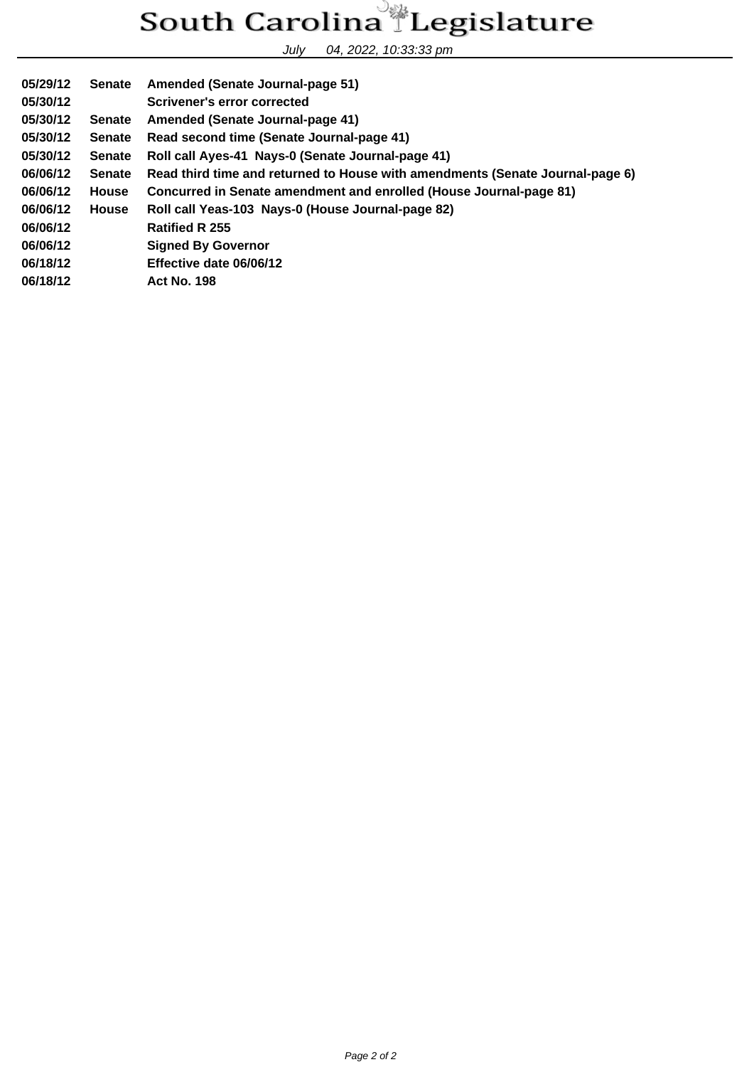| | | |
|---|---|---|
| **05/29/12** | **Senate** | **Amended (Senate Journal-page 51)** |
| **05/30/12** | | **Scrivener's error corrected** |
| **05/30/12** | **Senate** | **Amended (Senate Journal-page 41)** |
| **05/30/12** | **Senate** | **Read second time (Senate Journal-page 41)** |
| **05/30/12** | **Senate** | **Roll call Ayes-41 Nays-0 (Senate Journal-page 41)** |
| **06/06/12** | **Senate** | **Read third time and returned to House with amendments (Senate Journal-page 6)** |
| **06/06/12** | **House** | **Concurred in Senate amendment and enrolled (House Journal-page 81)** |
| **06/06/12** | **House** | **Roll call Yeas-103 Nays-0 (House Journal-page 82)** |
| **06/06/12** | | **Ratified R 255** |
| **06/06/12** | | **Signed By Governor** |
| **06/18/12** | | **Effective date 06/06/12** |
| **06/18/12** | | **Act No. 198** |